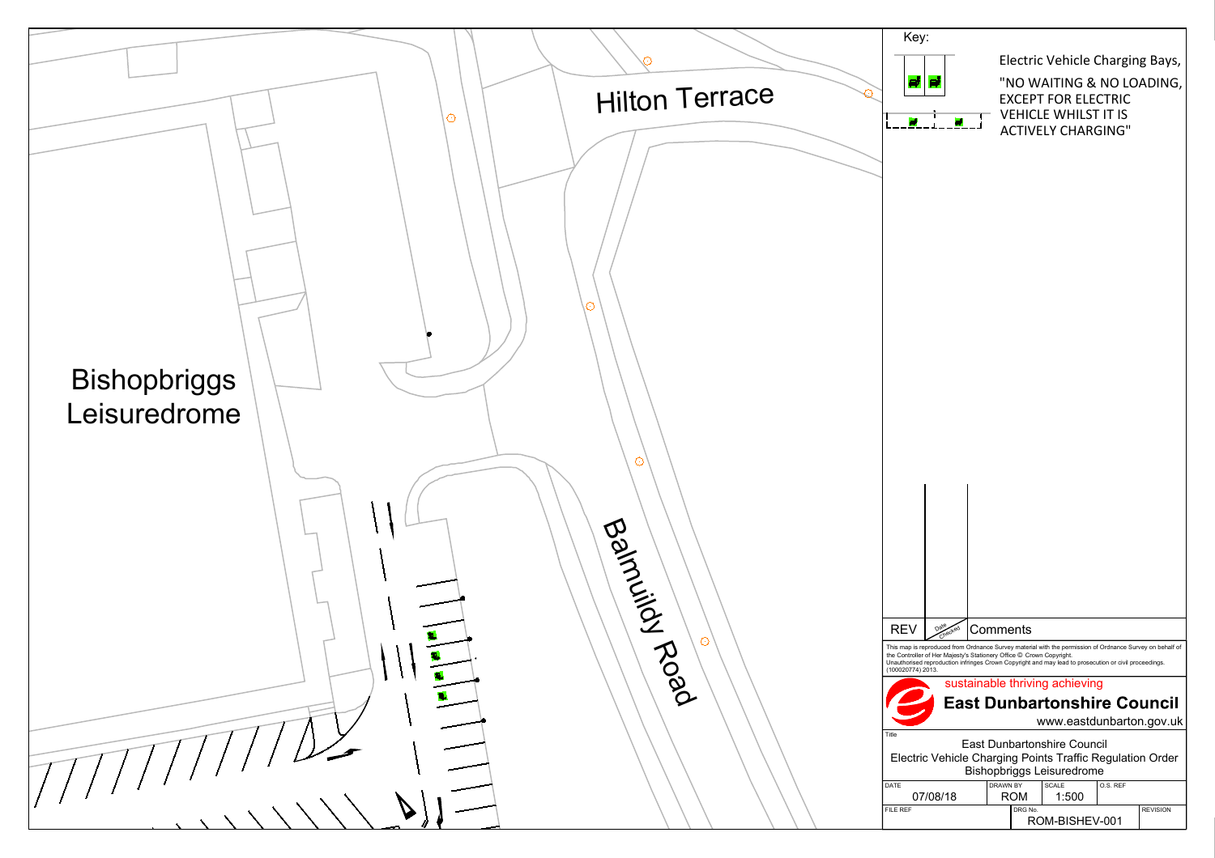Hilton Terrace

Bishopbriggs Leisuredrome

Balmuildy Road

Key:

Electric Vehicle Charging Bays, "NO WAITING & NO LOADING, EXCEPT FOR ELECTRIC VEHICLE WHILST IT IS ACTIVELY CHARGING"

| REV | Date Checked | Comments |
| --- | --- | --- |

This map is reproduced from Ordnance Survey material with the permission of Ordnance Survey on behalf of the Controller of Her Majesty's Stationery Office © Crown Copyright. Unauthorised reproduction infringes Crown Copyright and may lead to prosecution or civil proceedings. (100020774) 2013.

sustainable thriving achieving

**East Dunbartonshire Council**

www.eastdunbarton.gov.uk

Title

East Dunbartonshire Council
Electric Vehicle Charging Points Traffic Regulation Order
Bishopbriggs Leisuredrome

| DATE | DRAWN BY | SCALE | O.S. REF |
| --- | --- | --- | --- |
| 07/08/18 | ROM | 1:500 | |

| FILE REF | DRG No. | REVISION |
| --- | --- | --- |
| | ROM-BISHEV-001 | |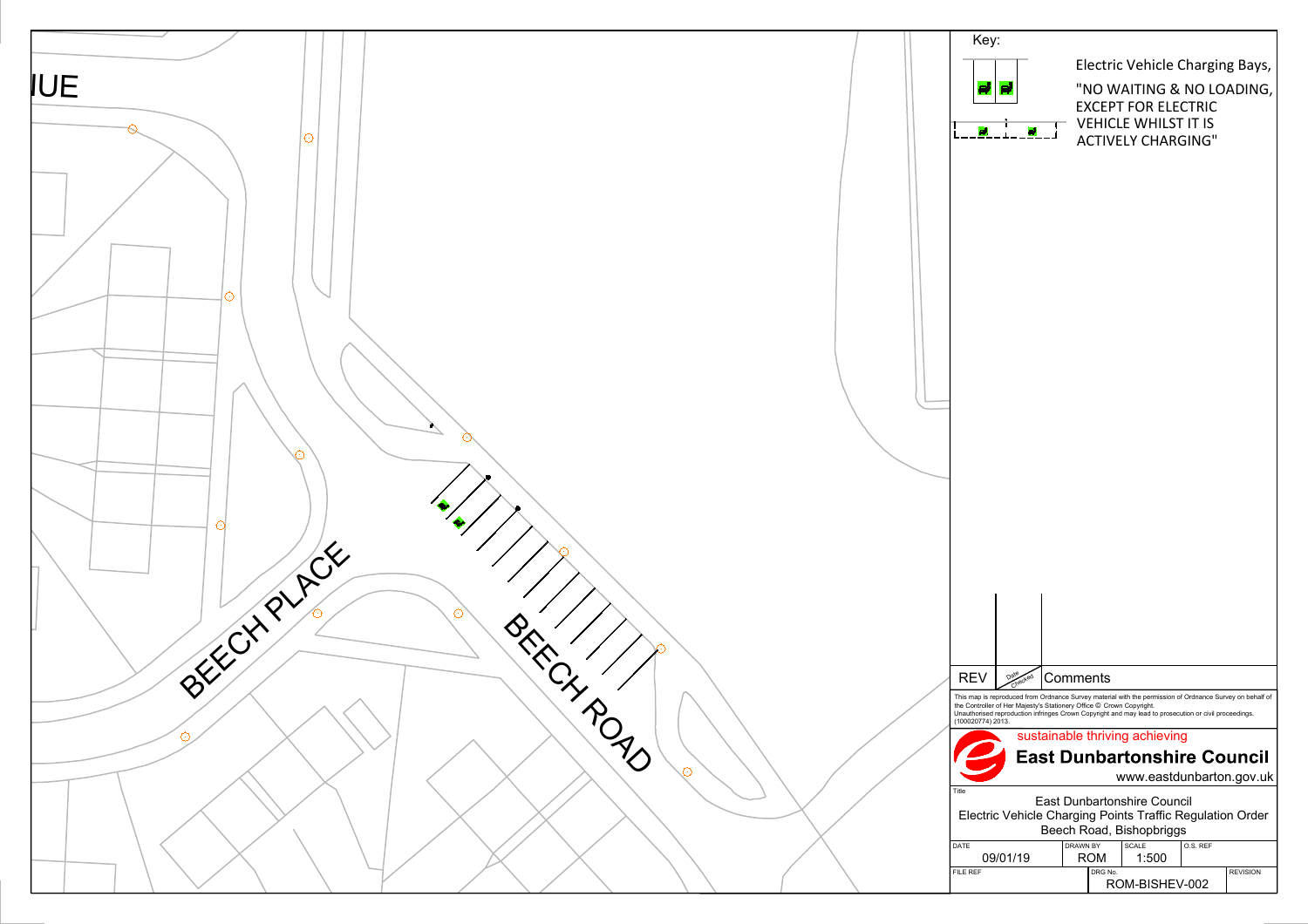IUE

BEECH PLACE

BEECH ROAD

Key:

Electric Vehicle Charging Bays,
"NO WAITING & NO LOADING, EXCEPT FOR ELECTRIC VEHICLE WHILST IT IS ACTIVELY CHARGING"

| REV | Date Checked | Comments |
|---|---|---|
| | | |

This map is reproduced from Ordnance Survey material with the permission of Ordnance Survey on behalf of the Controller of Her Majesty's Stationery Office © Crown Copyright. Unauthorised reproduction infringes Crown Copyright and may lead to prosecution or civil proceedings. (100020774) 2013.

sustainable thriving achieving

**East Dunbartonshire Council**

www.eastdunbarton.gov.uk

Title

East Dunbartonshire Council
Electric Vehicle Charging Points Traffic Regulation Order
Beech Road, Bishopbriggs

| DATE | DRAWN BY | SCALE | O.S. REF |
|---|---|---|---|
| 09/01/19 | ROM | 1:500 | |

| FILE REF | DRG No. | REVISION |
|---|---|---|
| | ROM-BISHEV-002 | |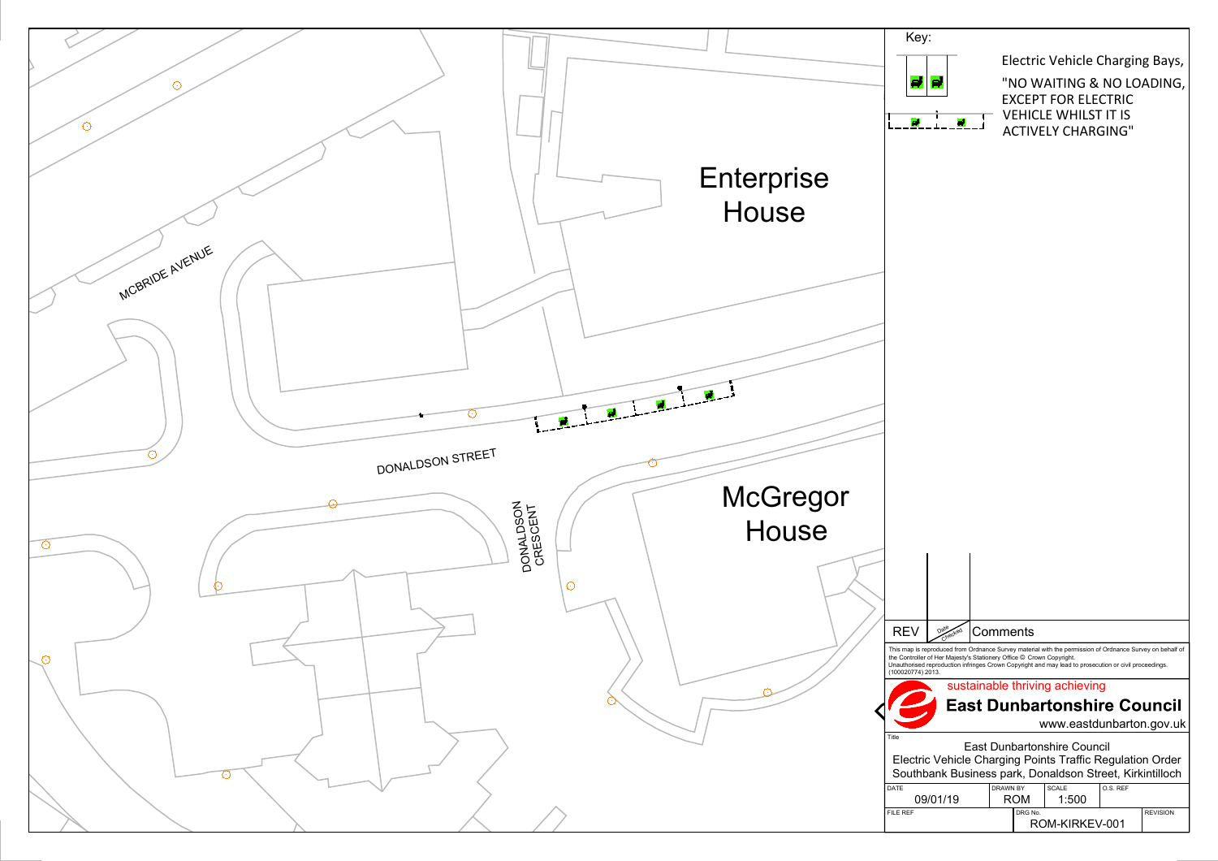Enterprise House

McGregor House

MCBRIDE AVENUE

DONALDSON STREET

DONALDSON CRESCENT

Key:

Electric Vehicle Charging Bays, "NO WAITING & NO LOADING, EXCEPT FOR ELECTRIC VEHICLE WHILST IT IS ACTIVELY CHARGING"

| REV | Date Checked | Comments |
| --- | --- | --- |

This map is reproduced from Ordnance Survey material with the permission of Ordnance Survey on behalf of the Controller of Her Majesty's Stationery Office © Crown Copyright. Unauthorised reproduction infringes Crown Copyright and may lead to prosecution or civil proceedings. (100020774) 2013.

sustainable thriving achieving

**East Dunbartonshire Council**

www.eastdunbarton.gov.uk

Title

East Dunbartonshire Council
Electric Vehicle Charging Points Traffic Regulation Order
Southbank Business park, Donaldson Street, Kirkintilloch

| DATE | DRAWN BY | SCALE | O.S. REF |
| --- | --- | --- | --- |
| 09/01/19 | ROM | 1:500 | |

| FILE REF | DRG No. | REVISION |
| --- | --- | --- |
| | ROM-KIRKEV-001 | |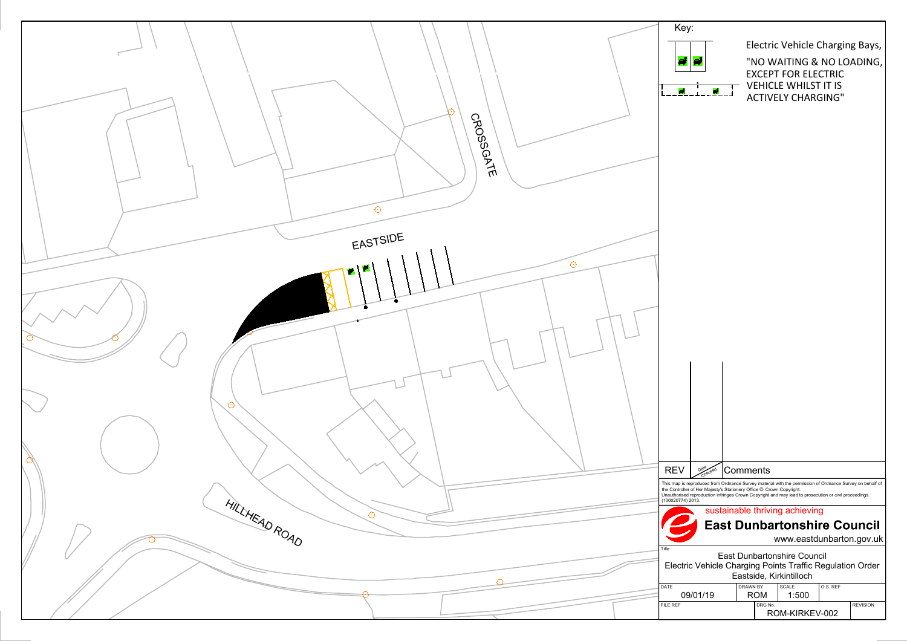CROSSGATE

EASTSIDE

HILLHEAD ROAD

Key:

Electric Vehicle Charging Bays, "NO WAITING & NO LOADING, EXCEPT FOR ELECTRIC VEHICLE WHILST IT IS ACTIVELY CHARGING"

| REV | Date / Checked | Comments |
|---|---|---|
| | | |

This map is reproduced from Ordnance Survey material with the permission of Ordnance Survey on behalf of the Controller of Her Majesty's Stationery Office © Crown Copyright. Unauthorised reproduction infringes Crown Copyright and may lead to prosecution or civil proceedings. (100020774) 2013.

sustainable thriving achieving

**East Dunbartonshire Council**

www.eastdunbarton.gov.uk

Title

East Dunbartonshire Council
Electric Vehicle Charging Points Traffic Regulation Order
Eastside, Kirkintilloch

| DATE | DRAWN BY | SCALE | O.S. REF |
|---|---|---|---|
| 09/01/19 | ROM | 1:500 | |

| FILE REF | DRG No. | REVISION |
|---|---|---|
| | ROM-KIRKEV-002 | |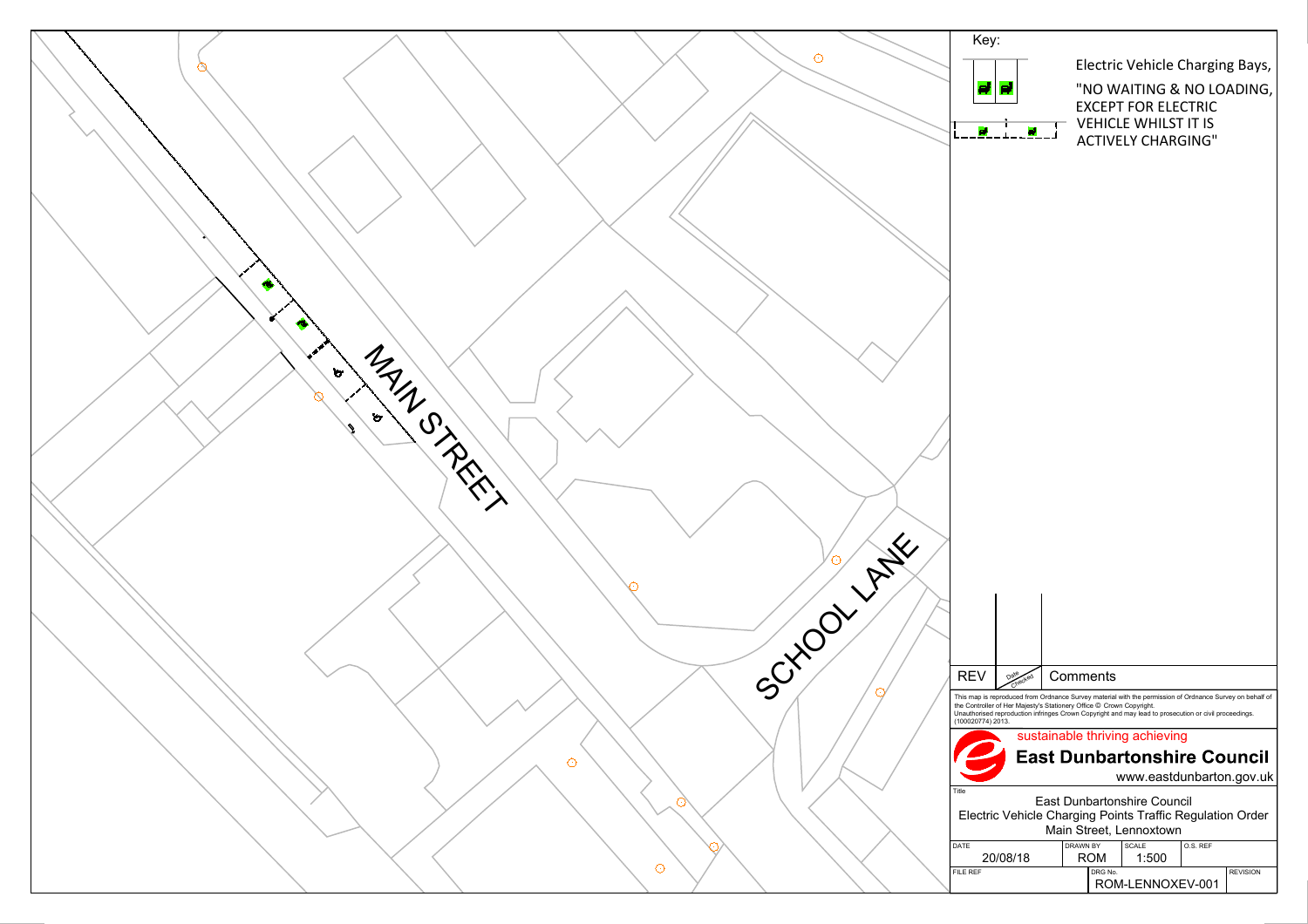MAIN STREET

SCHOOL LANE

Key:

Electric Vehicle Charging Bays, "NO WAITING & NO LOADING, EXCEPT FOR ELECTRIC VEHICLE WHILST IT IS ACTIVELY CHARGING"

| REV | Date / Checked | Comments |
|---|---|---|

This map is reproduced from Ordnance Survey material with the permission of Ordnance Survey on behalf of the Controller of Her Majesty's Stationery Office © Crown Copyright. Unauthorised reproduction infringes Crown Copyright and may lead to prosecution or civil proceedings. (100020774) 2013.

sustainable thriving achieving

**East Dunbartonshire Council**

www.eastdunbarton.gov.uk

Title

East Dunbartonshire Council
Electric Vehicle Charging Points Traffic Regulation Order
Main Street, Lennoxtown

| DATE | DRAWN BY | SCALE | O.S. REF |
|---|---|---|---|
| 20/08/18 | ROM | 1:500 | |

| FILE REF | DRG No. | REVISION |
|---|---|---|
| | ROM-LENNOXEV-001 | |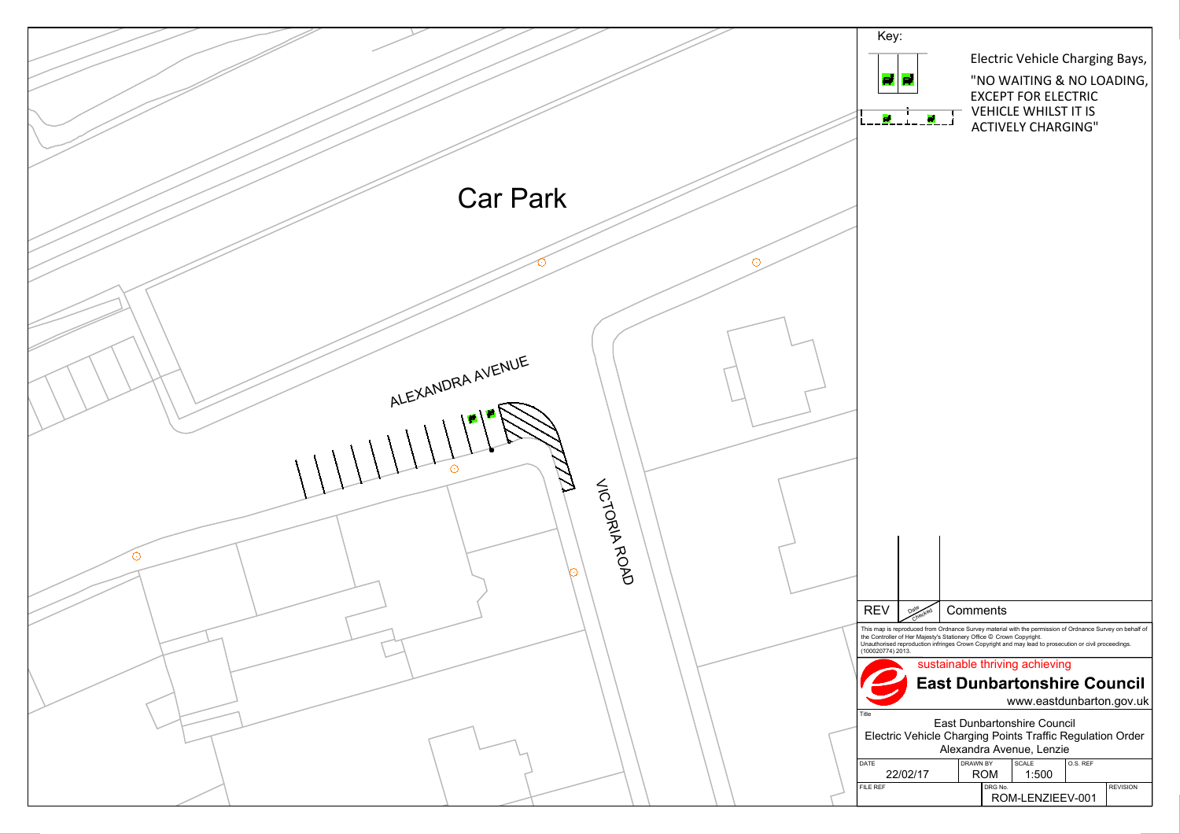Car Park

ALEXANDRA AVENUE

VICTORIA ROAD

Key:

Electric Vehicle Charging Bays,
"NO WAITING & NO LOADING, EXCEPT FOR ELECTRIC VEHICLE WHILST IT IS ACTIVELY CHARGING"

| REV | Date Checked | Comments |
|---|---|---|

This map is reproduced from Ordnance Survey material with the permission of Ordnance Survey on behalf of the Controller of Her Majesty's Stationery Office © Crown Copyright.
Unauthorised reproduction infringes Crown Copyright and may lead to prosecution or civil proceedings.
(100020774) 2013.

sustainable thriving achieving

**East Dunbartonshire Council**

www.eastdunbarton.gov.uk

Title
East Dunbartonshire Council
Electric Vehicle Charging Points Traffic Regulation Order
Alexandra Avenue, Lenzie

| DATE | DRAWN BY | SCALE | O.S. REF |
|---|---|---|---|
| 22/02/17 | ROM | 1:500 | |

| FILE REF | DRG No. | REVISION |
|---|---|---|
| | ROM-LENZIEEV-001 | |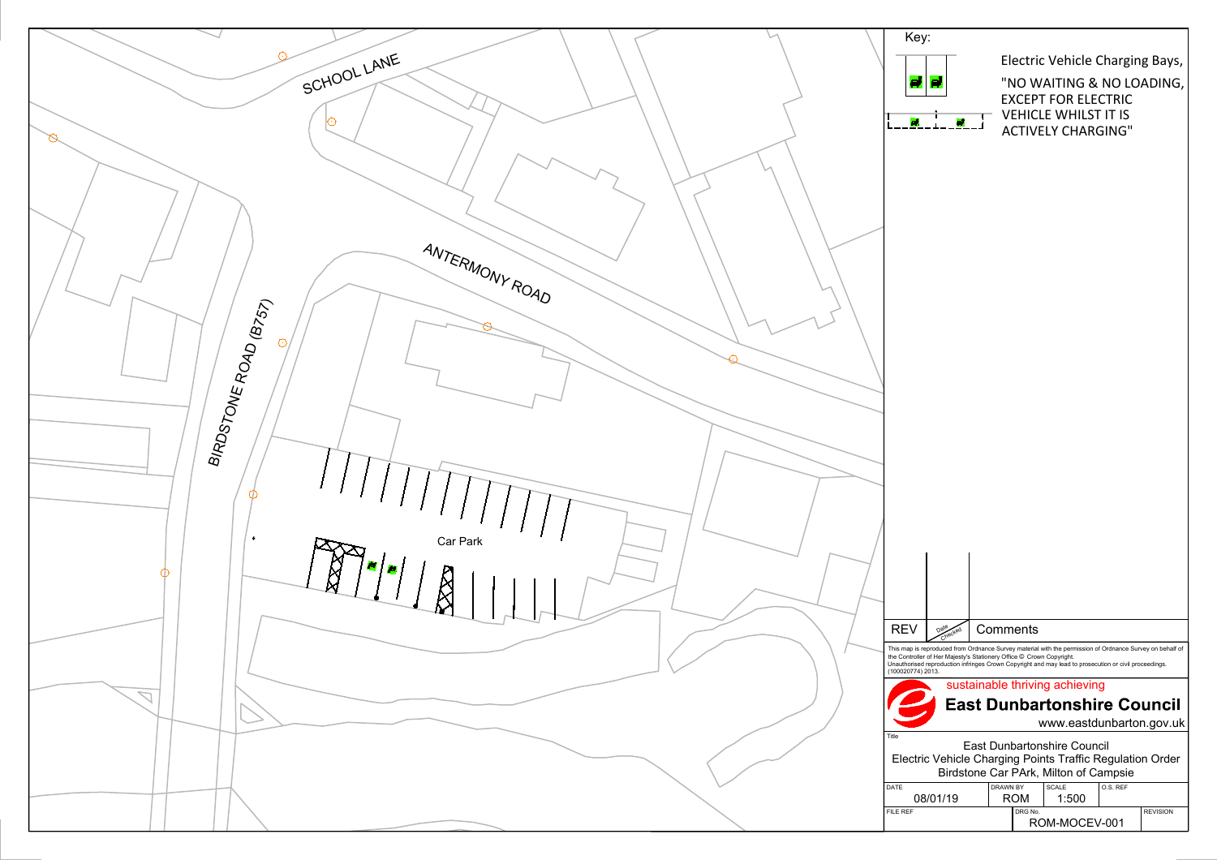SCHOOL LANE

ANTERMONY ROAD

BIRDSTONE ROAD (B757)

Car Park

Key:

Electric Vehicle Charging Bays, "NO WAITING & NO LOADING, EXCEPT FOR ELECTRIC VEHICLE WHILST IT IS ACTIVELY CHARGING"

| REV | Date Checked | Comments |
|---|---|---|

This map is reproduced from Ordnance Survey material with the permission of Ordnance Survey on behalf of the Controller of Her Majesty's Stationery Office © Crown Copyright. Unauthorised reproduction infringes Crown Copyright and may lead to prosecution or civil proceedings. (100020774) 2013.

sustainable thriving achieving

**East Dunbartonshire Council**

www.eastdunbarton.gov.uk

Title

East Dunbartonshire Council
Electric Vehicle Charging Points Traffic Regulation Order
Birdstone Car PArk, Milton of Campsie

| DATE | DRAWN BY | SCALE | O.S. REF |
|---|---|---|---|
| 08/01/19 | ROM | 1:500 | |

| FILE REF | DRG No. | REVISION |
|---|---|---|
| | ROM-MOCEV-001 | |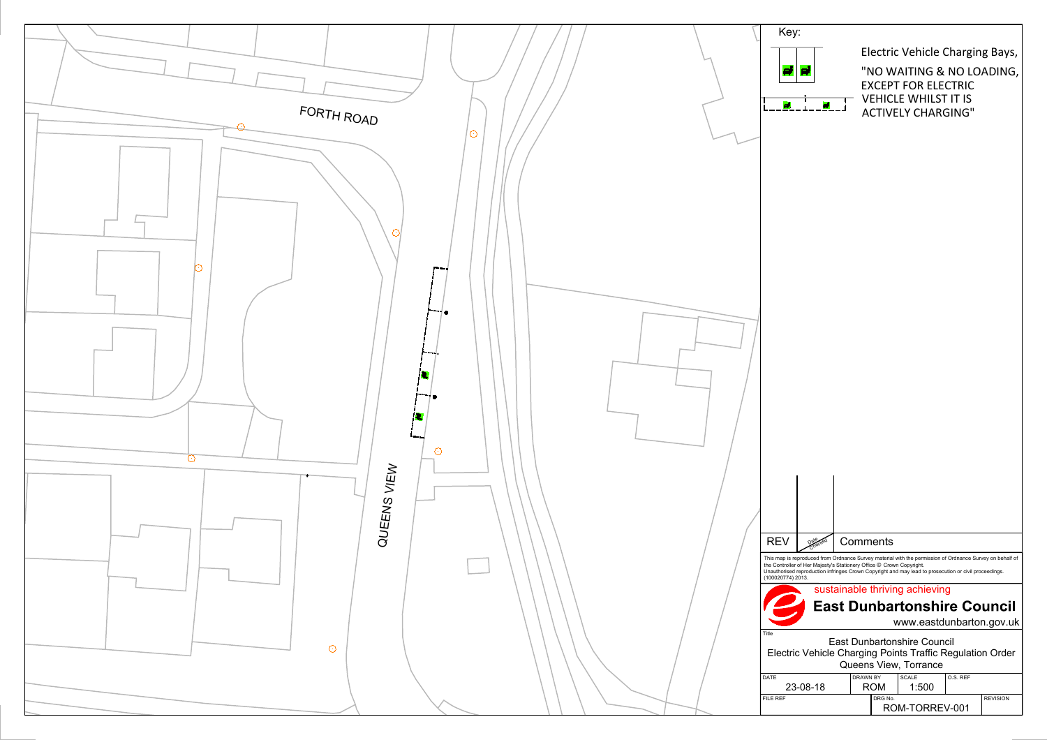FORTH ROAD

QUEENS VIEW

Key:

Electric Vehicle Charging Bays,
"NO WAITING & NO LOADING, EXCEPT FOR ELECTRIC VEHICLE WHILST IT IS ACTIVELY CHARGING"

| REV | Date Checked | Comments |
| --- | --- | --- |

This map is reproduced from Ordnance Survey material with the permission of Ordnance Survey on behalf of the Controller of Her Majesty's Stationery Office © Crown Copyright. Unauthorised reproduction infringes Crown Copyright and may lead to prosecution or civil proceedings. (100020774) 2013.

sustainable thriving achieving

**East Dunbartonshire Council**

www.eastdunbarton.gov.uk

Title

East Dunbartonshire Council
Electric Vehicle Charging Points Traffic Regulation Order
Queens View, Torrance

| DATE | DRAWN BY | SCALE | O.S. REF |
| --- | --- | --- | --- |
| 23-08-18 | ROM | 1:500 | |

| FILE REF | DRG No. | REVISION |
| --- | --- | --- |
| | ROM-TORREV-001 | |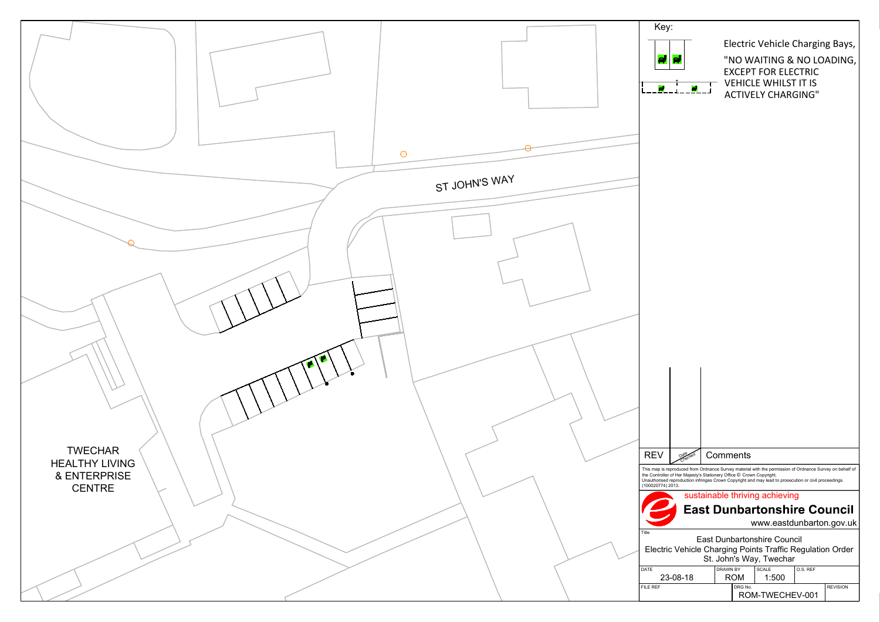ST JOHN'S WAY

TWECHAR HEALTHY LIVING & ENTERPRISE CENTRE

Key:

Electric Vehicle Charging Bays, "NO WAITING & NO LOADING, EXCEPT FOR ELECTRIC VEHICLE WHILST IT IS ACTIVELY CHARGING"

| REV | Date Checked | Comments |
|---|---|---|

This map is reproduced from Ordnance Survey material with the permission of Ordnance Survey on behalf of the Controller of Her Majesty's Stationery Office © Crown Copyright. Unauthorised reproduction infringes Crown Copyright and may lead to prosecution or civil proceedings. (100020774) 2013.

sustainable thriving achieving

**East Dunbartonshire Council**

www.eastdunbarton.gov.uk

Title

East Dunbartonshire Council
Electric Vehicle Charging Points Traffic Regulation Order
St. John's Way, Twechar

| DATE | DRAWN BY | SCALE | O.S. REF |
|---|---|---|---|
| 23-08-18 | ROM | 1:500 | |

| FILE REF | DRG No. | REVISION |
|---|---|---|
| | ROM-TWECHEV-001 | |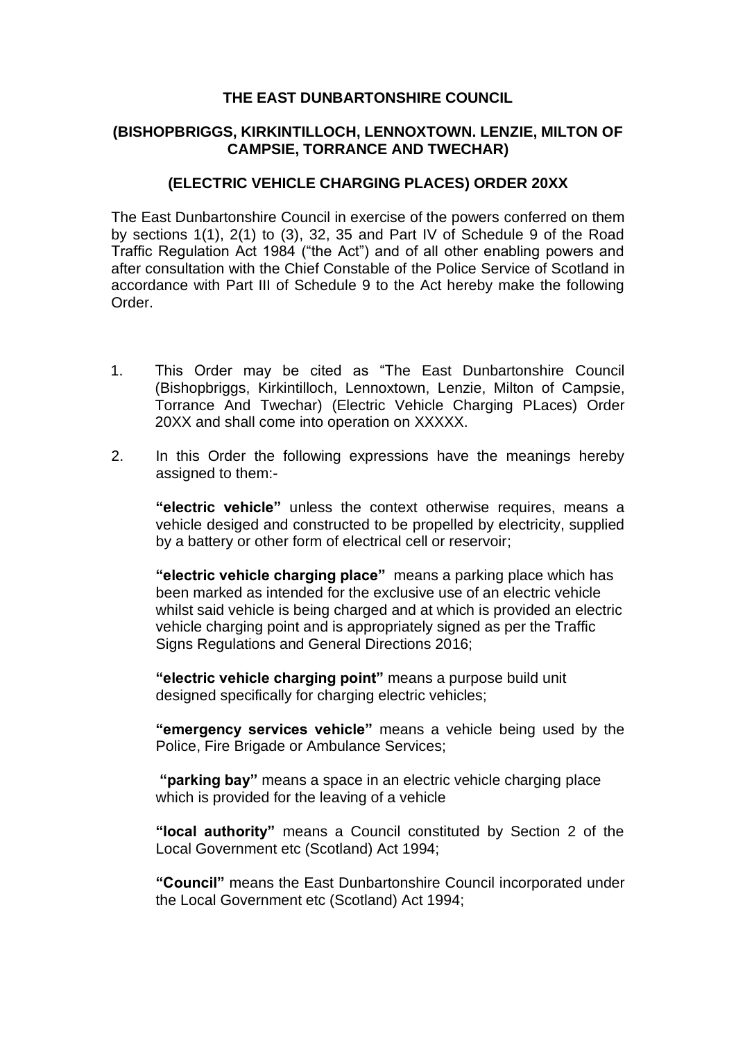**THE EAST DUNBARTONSHIRE COUNCIL**

**(BISHOPBRIGGS, KIRKINTILLOCH, LENNOXTOWN. LENZIE, MILTON OF CAMPSIE, TORRANCE AND TWECHAR)**

**(ELECTRIC VEHICLE CHARGING PLACES) ORDER 20XX**

The East Dunbartonshire Council in exercise of the powers conferred on them by sections 1(1), 2(1) to (3), 32, 35 and Part IV of Schedule 9 of the Road Traffic Regulation Act 1984 ("the Act") and of all other enabling powers and after consultation with the Chief Constable of the Police Service of Scotland in accordance with Part III of Schedule 9 to the Act hereby make the following Order.

1. This Order may be cited as "The East Dunbartonshire Council (Bishopbriggs, Kirkintilloch, Lennoxtown, Lenzie, Milton of Campsie, Torrance And Twechar) (Electric Vehicle Charging PLaces) Order 20XX and shall come into operation on XXXXX.

2. In this Order the following expressions have the meanings hereby assigned to them:-

   **"electric vehicle"** unless the context otherwise requires, means a vehicle desiged and constructed to be propelled by electricity, supplied by a battery or other form of electrical cell or reservoir;

   **"electric vehicle charging place"** means a parking place which has been marked as intended for the exclusive use of an electric vehicle whilst said vehicle is being charged and at which is provided an electric vehicle charging point and is appropriately signed as per the Traffic Signs Regulations and General Directions 2016;

   **"electric vehicle charging point"** means a purpose build unit designed specifically for charging electric vehicles;

   **"emergency services vehicle"** means a vehicle being used by the Police, Fire Brigade or Ambulance Services;

   **"parking bay"** means a space in an electric vehicle charging place which is provided for the leaving of a vehicle

   **"local authority"** means a Council constituted by Section 2 of the Local Government etc (Scotland) Act 1994;

   **"Council"** means the East Dunbartonshire Council incorporated under the Local Government etc (Scotland) Act 1994;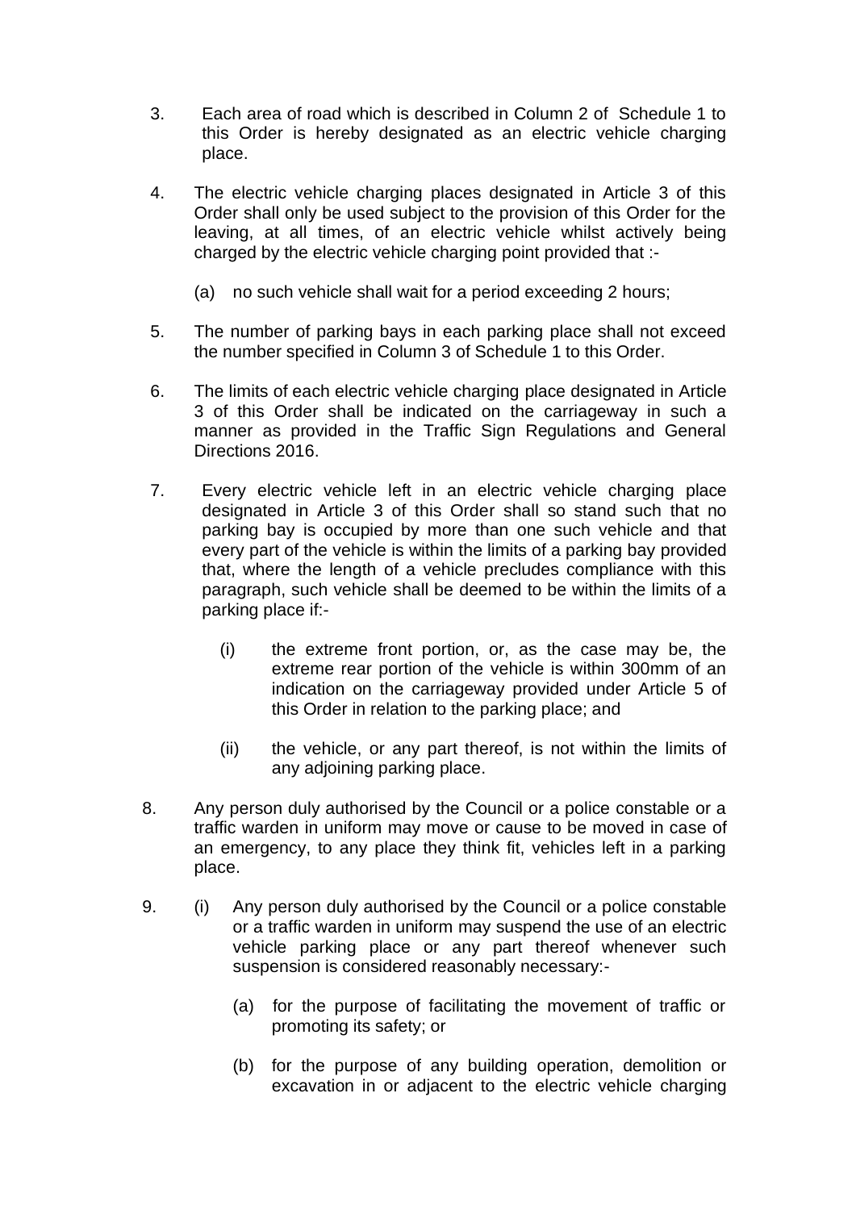3. Each area of road which is described in Column 2 of Schedule 1 to this Order is hereby designated as an electric vehicle charging place.

4. The electric vehicle charging places designated in Article 3 of this Order shall only be used subject to the provision of this Order for the leaving, at all times, of an electric vehicle whilst actively being charged by the electric vehicle charging point provided that :-

   (a) no such vehicle shall wait for a period exceeding 2 hours;

5. The number of parking bays in each parking place shall not exceed the number specified in Column 3 of Schedule 1 to this Order.

6. The limits of each electric vehicle charging place designated in Article 3 of this Order shall be indicated on the carriageway in such a manner as provided in the Traffic Sign Regulations and General Directions 2016.

7. Every electric vehicle left in an electric vehicle charging place designated in Article 3 of this Order shall so stand such that no parking bay is occupied by more than one such vehicle and that every part of the vehicle is within the limits of a parking bay provided that, where the length of a vehicle precludes compliance with this paragraph, such vehicle shall be deemed to be within the limits of a parking place if:-

   (i) the extreme front portion, or, as the case may be, the extreme rear portion of the vehicle is within 300mm of an indication on the carriageway provided under Article 5 of this Order in relation to the parking place; and

   (ii) the vehicle, or any part thereof, is not within the limits of any adjoining parking place.

8. Any person duly authorised by the Council or a police constable or a traffic warden in uniform may move or cause to be moved in case of an emergency, to any place they think fit, vehicles left in a parking place.

9. (i) Any person duly authorised by the Council or a police constable or a traffic warden in uniform may suspend the use of an electric vehicle parking place or any part thereof whenever such suspension is considered reasonably necessary:-

   (a) for the purpose of facilitating the movement of traffic or promoting its safety; or

   (b) for the purpose of any building operation, demolition or excavation in or adjacent to the electric vehicle charging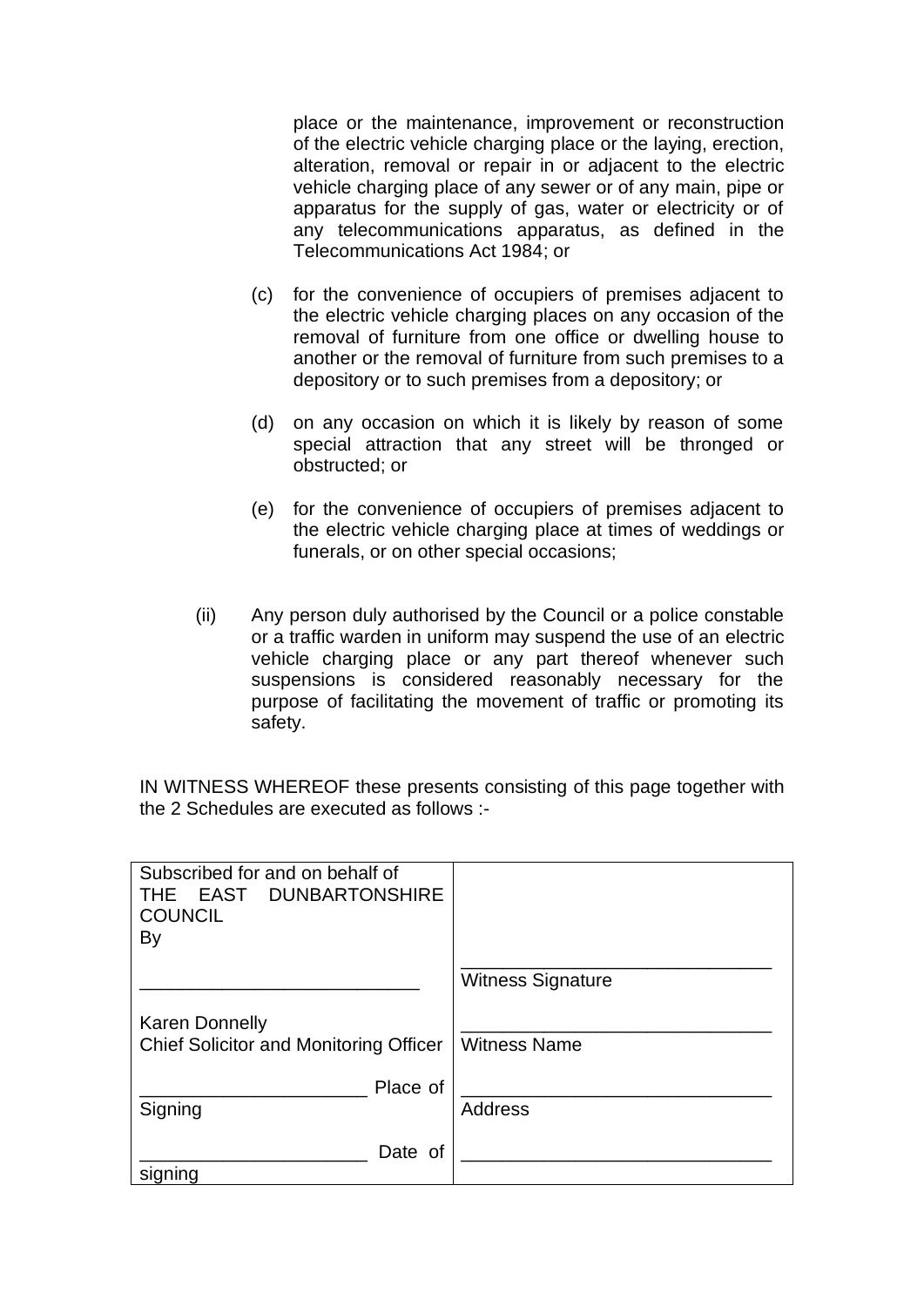place or the maintenance, improvement or reconstruction of the electric vehicle charging place or the laying, erection, alteration, removal or repair in or adjacent to the electric vehicle charging place of any sewer or of any main, pipe or apparatus for the supply of gas, water or electricity or of any telecommunications apparatus, as defined in the Telecommunications Act 1984; or

(c) for the convenience of occupiers of premises adjacent to the electric vehicle charging places on any occasion of the removal of furniture from one office or dwelling house to another or the removal of furniture from such premises to a depository or to such premises from a depository; or

(d) on any occasion on which it is likely by reason of some special attraction that any street will be thronged or obstructed; or

(e) for the convenience of occupiers of premises adjacent to the electric vehicle charging place at times of weddings or funerals, or on other special occasions;

(ii) Any person duly authorised by the Council or a police constable or a traffic warden in uniform may suspend the use of an electric vehicle charging place or any part thereof whenever such suspensions is considered reasonably necessary for the purpose of facilitating the movement of traffic or promoting its safety.

IN WITNESS WHEREOF these presents consisting of this page together with the 2 Schedules are executed as follows :-

| | |
|---|---|
| Subscribed for and on behalf of THE EAST DUNBARTONSHIRE COUNCIL By | |
| ___________________________ | ______________________________ Witness Signature |
| Karen Donnelly Chief Solicitor and Monitoring Officer | ______________________________ Witness Name |
| ______________________ Place of Signing | ______________________________ Address |
| ______________________ Date of signing | ______________________________ |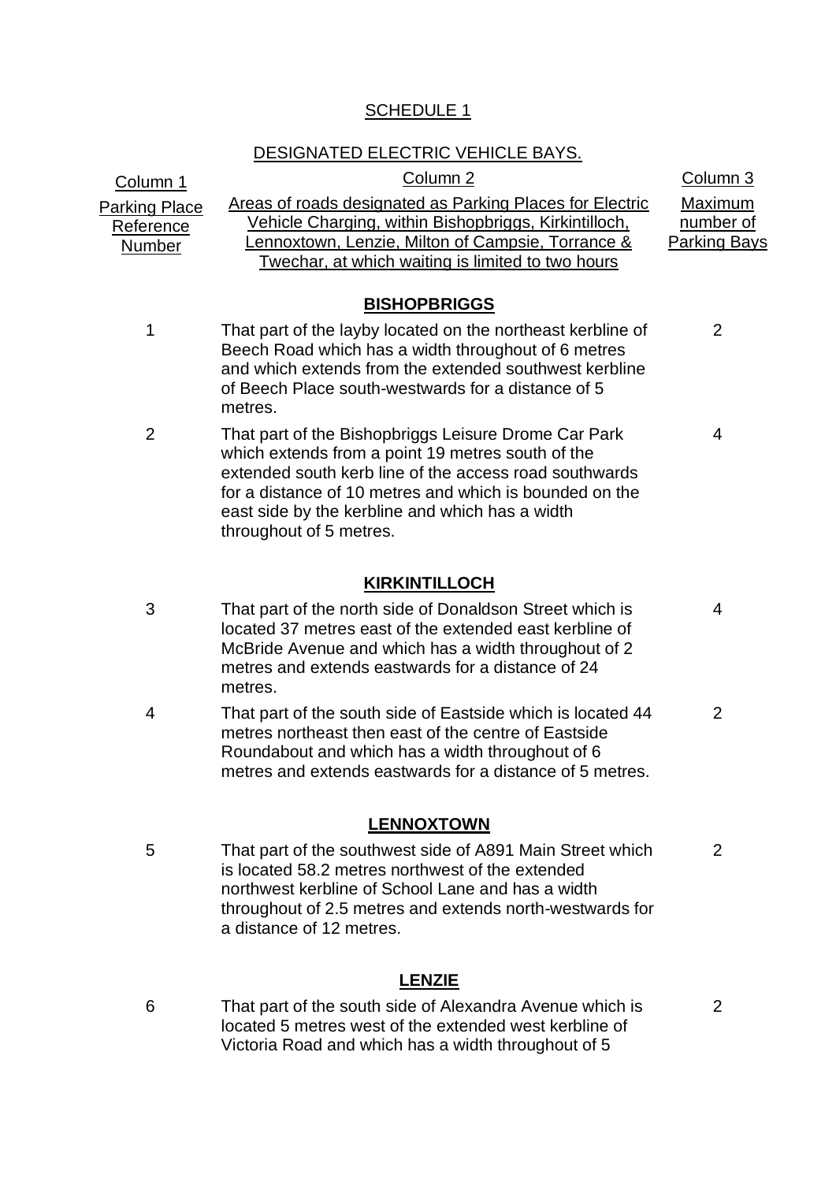SCHEDULE 1

DESIGNATED ELECTRIC VEHICLE BAYS.

| Column 1<br>Parking Place Reference Number | Column 2<br>Areas of roads designated as Parking Places for Electric Vehicle Charging, within Bishopbriggs, Kirkintilloch, Lennoxtown, Lenzie, Milton of Campsie, Torrance & Twechar, at which waiting is limited to two hours | Column 3<br>Maximum number of Parking Bays |
|---|---|---|
| | **BISHOPBRIGGS** | |
| 1 | That part of the layby located on the northeast kerbline of Beech Road which has a width throughout of 6 metres and which extends from the extended southwest kerbline of Beech Place south-westwards for a distance of 5 metres. | 2 |
| 2 | That part of the Bishopbriggs Leisure Drome Car Park which extends from a point 19 metres south of the extended south kerb line of the access road southwards for a distance of 10 metres and which is bounded on the east side by the kerbline and which has a width throughout of 5 metres. | 4 |
| | **KIRKINTILLOCH** | |
| 3 | That part of the north side of Donaldson Street which is located 37 metres east of the extended east kerbline of McBride Avenue and which has a width throughout of 2 metres and extends eastwards for a distance of 24 metres. | 4 |
| 4 | That part of the south side of Eastside which is located 44 metres northeast then east of the centre of Eastside Roundabout and which has a width throughout of 6 metres and extends eastwards for a distance of 5 metres. | 2 |
| | **LENNOXTOWN** | |
| 5 | That part of the southwest side of A891 Main Street which is located 58.2 metres northwest of the extended northwest kerbline of School Lane and has a width throughout of 2.5 metres and extends north-westwards for a distance of 12 metres. | 2 |
| | **LENZIE** | |
| 6 | That part of the south side of Alexandra Avenue which is located 5 metres west of the extended west kerbline of Victoria Road and which has a width throughout of 5 | 2 |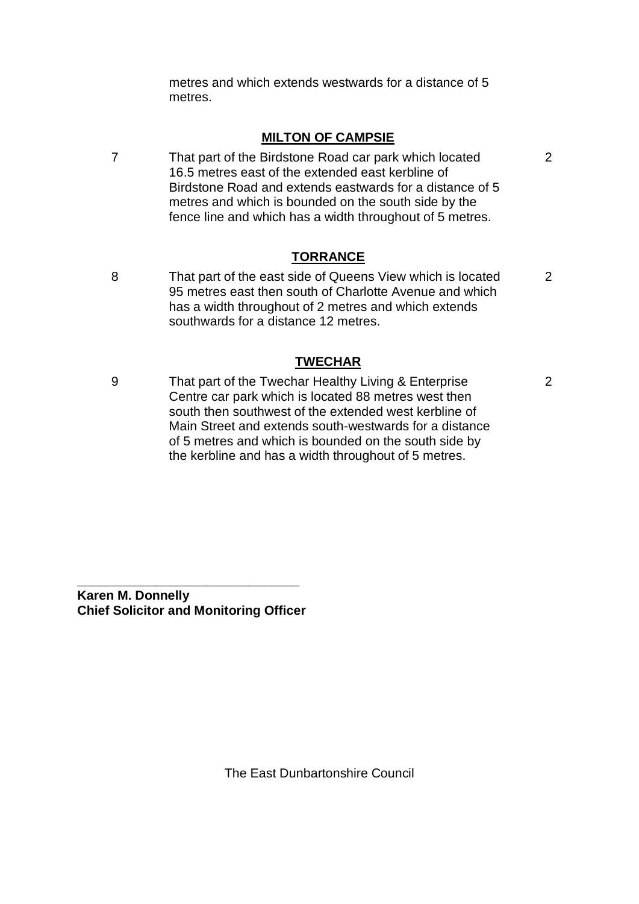metres and which extends westwards for a distance of 5 metres.

**MILTON OF CAMPSIE**

| | | |
|---|---|---|
| 7 | That part of the Birdstone Road car park which located 16.5 metres east of the extended east kerbline of Birdstone Road and extends eastwards for a distance of 5 metres and which is bounded on the south side by the fence line and which has a width throughout of 5 metres. | 2 |

**TORRANCE**

| | | |
|---|---|---|
| 8 | That part of the east side of Queens View which is located 95 metres east then south of Charlotte Avenue and which has a width throughout of 2 metres and which extends southwards for a distance 12 metres. | 2 |

**TWECHAR**

| | | |
|---|---|---|
| 9 | That part of the Twechar Healthy Living & Enterprise Centre car park which is located 88 metres west then south then southwest of the extended west kerbline of Main Street and extends south-westwards for a distance of 5 metres and which is bounded on the south side by the kerbline and has a width throughout of 5 metres. | 2 |

\_\_\_\_\_\_\_\_\_\_\_\_\_\_\_\_\_\_\_\_\_\_\_\_\_\_\_\_\_\_\_\_

**Karen M. Donnelly**
**Chief Solicitor and Monitoring Officer**

The East Dunbartonshire Council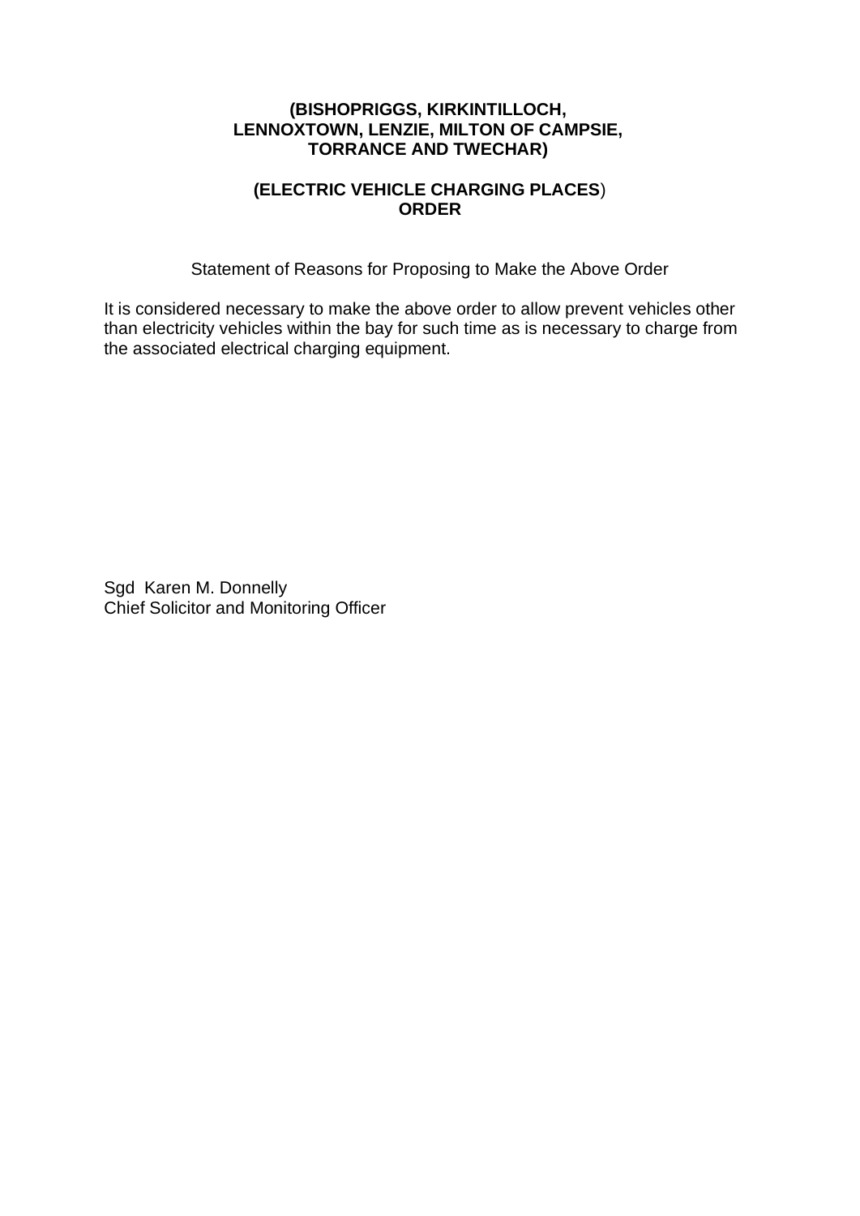**(BISHOPRIGGS, KIRKINTILLOCH,
LENNOXTOWN, LENZIE, MILTON OF CAMPSIE,
TORRANCE AND TWECHAR)**

**(ELECTRIC VEHICLE CHARGING PLACES)
ORDER**

Statement of Reasons for Proposing to Make the Above Order

It is considered necessary to make the above order to allow prevent vehicles other than electricity vehicles within the bay for such time as is necessary to charge from the associated electrical charging equipment.

Sgd Karen M. Donnelly
Chief Solicitor and Monitoring Officer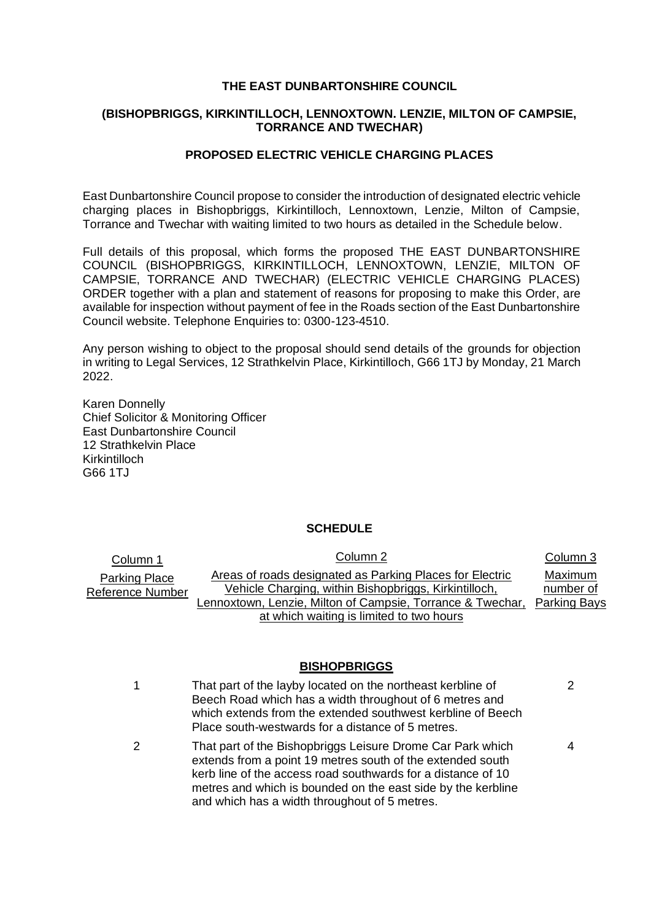**THE EAST DUNBARTONSHIRE COUNCIL**

**(BISHOPBRIGGS, KIRKINTILLOCH, LENNOXTOWN. LENZIE, MILTON OF CAMPSIE, TORRANCE AND TWECHAR)**

**PROPOSED ELECTRIC VEHICLE CHARGING PLACES**

East Dunbartonshire Council propose to consider the introduction of designated electric vehicle charging places in Bishopbriggs, Kirkintilloch, Lennoxtown, Lenzie, Milton of Campsie, Torrance and Twechar with waiting limited to two hours as detailed in the Schedule below.

Full details of this proposal, which forms the proposed THE EAST DUNBARTONSHIRE COUNCIL (BISHOPBRIGGS, KIRKINTILLOCH, LENNOXTOWN, LENZIE, MILTON OF CAMPSIE, TORRANCE AND TWECHAR) (ELECTRIC VEHICLE CHARGING PLACES) ORDER together with a plan and statement of reasons for proposing to make this Order, are available for inspection without payment of fee in the Roads section of the East Dunbartonshire Council website. Telephone Enquiries to: 0300-123-4510.

Any person wishing to object to the proposal should send details of the grounds for objection in writing to Legal Services, 12 Strathkelvin Place, Kirkintilloch, G66 1TJ by Monday, 21 March 2022.

Karen Donnelly
Chief Solicitor & Monitoring Officer
East Dunbartonshire Council
12 Strathkelvin Place
Kirkintilloch
G66 1TJ

**SCHEDULE**

| Column 1<br>Parking Place Reference Number | Column 2<br>Areas of roads designated as Parking Places for Electric Vehicle Charging, within Bishopbriggs, Kirkintilloch, Lennoxtown, Lenzie, Milton of Campsie, Torrance & Twechar, at which waiting is limited to two hours | Column 3<br>Maximum number of Parking Bays |
|---|---|---|
| | **BISHOPBRIGGS** | |
| 1 | That part of the layby located on the northeast kerbline of Beech Road which has a width throughout of 6 metres and which extends from the extended southwest kerbline of Beech Place south-westwards for a distance of 5 metres. | 2 |
| 2 | That part of the Bishopbriggs Leisure Drome Car Park which extends from a point 19 metres south of the extended south kerb line of the access road southwards for a distance of 10 metres and which is bounded on the east side by the kerbline and which has a width throughout of 5 metres. | 4 |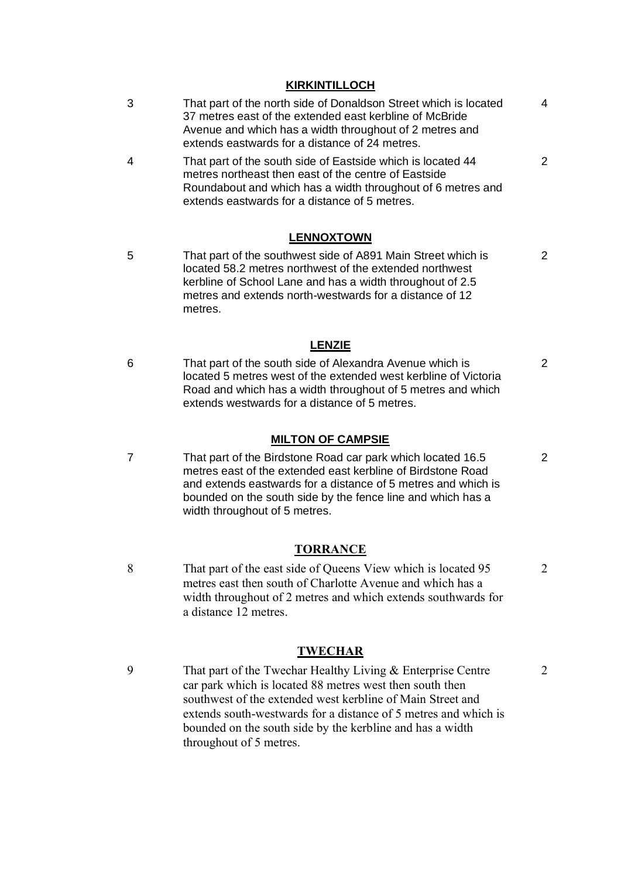## KIRKINTILLOCH

| | | |
|---|---|---|
| 3 | That part of the north side of Donaldson Street which is located 37 metres east of the extended east kerbline of McBride Avenue and which has a width throughout of 2 metres and extends eastwards for a distance of 24 metres. | 4 |
| 4 | That part of the south side of Eastside which is located 44 metres northeast then east of the centre of Eastside Roundabout and which has a width throughout of 6 metres and extends eastwards for a distance of 5 metres. | 2 |

## LENNOXTOWN

| | | |
|---|---|---|
| 5 | That part of the southwest side of A891 Main Street which is located 58.2 metres northwest of the extended northwest kerbline of School Lane and has a width throughout of 2.5 metres and extends north-westwards for a distance of 12 metres. | 2 |

## LENZIE

| | | |
|---|---|---|
| 6 | That part of the south side of Alexandra Avenue which is located 5 metres west of the extended west kerbline of Victoria Road and which has a width throughout of 5 metres and which extends westwards for a distance of 5 metres. | 2 |

## MILTON OF CAMPSIE

| | | |
|---|---|---|
| 7 | That part of the Birdstone Road car park which located 16.5 metres east of the extended east kerbline of Birdstone Road and extends eastwards for a distance of 5 metres and which is bounded on the south side by the fence line and which has a width throughout of 5 metres. | 2 |

## TORRANCE

| | | |
|---|---|---|
| 8 | That part of the east side of Queens View which is located 95 metres east then south of Charlotte Avenue and which has a width throughout of 2 metres and which extends southwards for a distance 12 metres. | 2 |

## TWECHAR

| | | |
|---|---|---|
| 9 | That part of the Twechar Healthy Living & Enterprise Centre car park which is located 88 metres west then south then southwest of the extended west kerbline of Main Street and extends south-westwards for a distance of 5 metres and which is bounded on the south side by the kerbline and has a width throughout of 5 metres. | 2 |